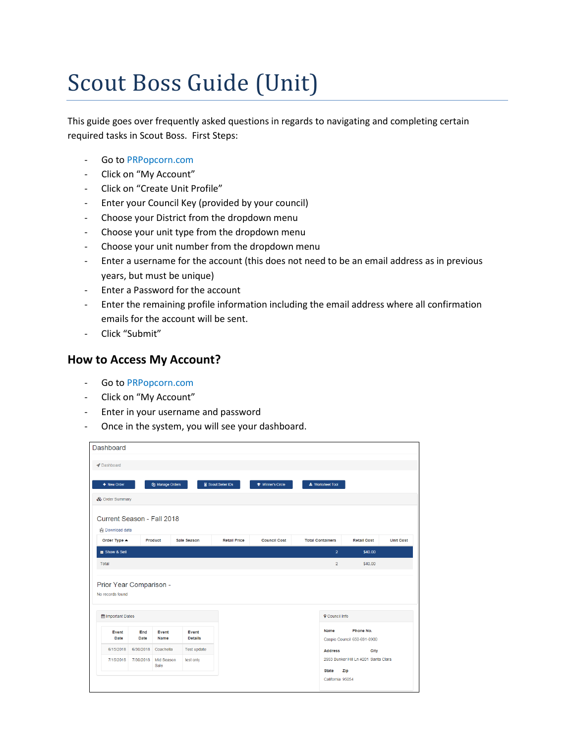# Scout Boss Guide (Unit)

This guide goes over frequently asked questions in regards to navigating and completing certain required tasks in Scout Boss. First Steps:

- Go to PRPopcorn.com
- Click on "My Account"
- Click on "Create Unit Profile"
- Enter your Council Key (provided by your council)
- Choose your District from the dropdown menu
- Choose your unit type from the dropdown menu
- Choose your unit number from the dropdown menu
- Enter a username for the account (this does not need to be an email address as in previous years, but must be unique)
- Enter a Password for the account
- Enter the remaining profile information including the email address where all confirmation emails for the account will be sent.
- Click "Submit"

## How to Access My Account?

- Go to PRPopcorn.com
- Click on "My Account"
- Enter in your username and password
- Once in the system, you will see your dashboard.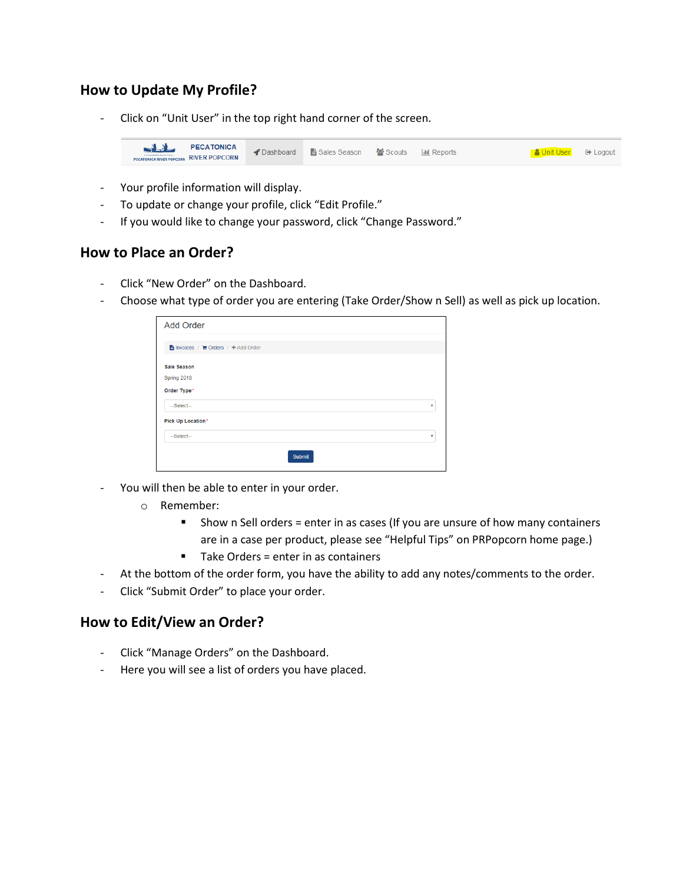## How to Update My Profile?

- Click on “Unit User” in the top right hand corner of the screen.
- Your profile information will display.
- To update or change your profile, click “Edit Profile.”
- If you would like to change your password, click “Change Password.”

## How to Place an Order?

- Click “New Order” on the Dashboard.
- Choose what type of order you are entering (Take Order/Show n Sell) as well as pick up location.
- You will then be able to enter in your order.
    - Remember:
        - Show n Sell orders = enter in as cases (If you are unsure of how many containers are in a case per product, please see “Helpful Tips” on PRPopcorn home page.)
        - Take Orders = enter in as containers
- At the bottom of the order form, you have the ability to add any notes/comments to the order.
- Click “Submit Order” to place your order.

## How to Edit/View an Order?

- Click “Manage Orders” on the Dashboard.
- Here you will see a list of orders you have placed.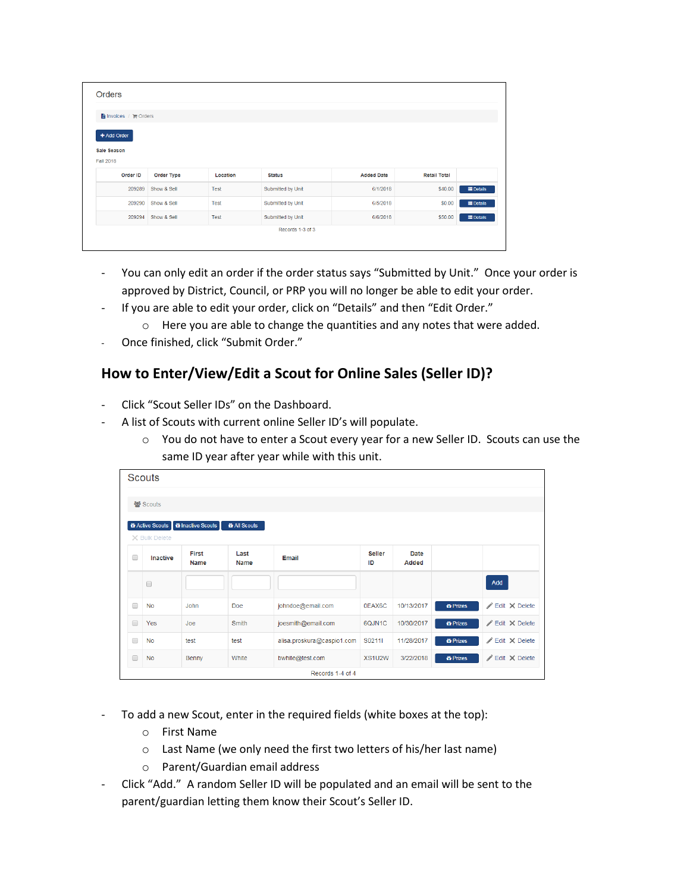Orders

Invoices / Orders

+ Add Order

**Sale Season**

Fall 2018

| Order ID | Order Type | Location | Status | Added Date | Retail Total | |
|---|---|---|---|---|---|---|
| 209289 | Show & Sell | Test | Submitted by Unit | 6/1/2018 | $40.00 | Details |
| 209290 | Show & Sell | Test | Submitted by Unit | 6/5/2018 | $0.00 | Details |
| 209294 | Show & Sell | Test | Submitted by Unit | 6/6/2018 | $50.00 | Details |

Records 1-3 of 3

- You can only edit an order if the order status says "Submitted by Unit." Once your order is approved by District, Council, or PRP you will no longer be able to edit your order.
- If you are able to edit your order, click on "Details" and then "Edit Order."
  - Here you are able to change the quantities and any notes that were added.
- Once finished, click "Submit Order."

## How to Enter/View/Edit a Scout for Online Sales (Seller ID)?

- Click "Scout Seller IDs" on the Dashboard.
- A list of Scouts with current online Seller ID's will populate.
  - You do not have to enter a Scout every year for a new Seller ID. Scouts can use the same ID year after year while with this unit.

Scouts

Scouts

Active Scouts | Inactive Scouts | All Scouts

Bulk Delete

| | Inactive | First Name | Last Name | Email | Seller ID | Date Added | | |
|---|---|---|---|---|---|---|---|---|
| | | | | | | | | Add |
| | No | John | Doe | johndoe@email.com | 0EAX6C | 10/13/2017 | Prizes | Edit Delete |
| | Yes | Joe | Smith | joesmith@email.com | 6QJN1C | 10/30/2017 | Prizes | Edit Delete |
| | No | test | test | alisa.proskura@caspio1.com | S0211I | 11/28/2017 | Prizes | Edit Delete |
| | No | Benny | White | bwhite@test.com | XS1U2W | 3/22/2018 | Prizes | Edit Delete |

Records 1-4 of 4

- To add a new Scout, enter in the required fields (white boxes at the top):
  - First Name
  - Last Name (we only need the first two letters of his/her last name)
  - Parent/Guardian email address
- Click "Add." A random Seller ID will be populated and an email will be sent to the parent/guardian letting them know their Scout's Seller ID.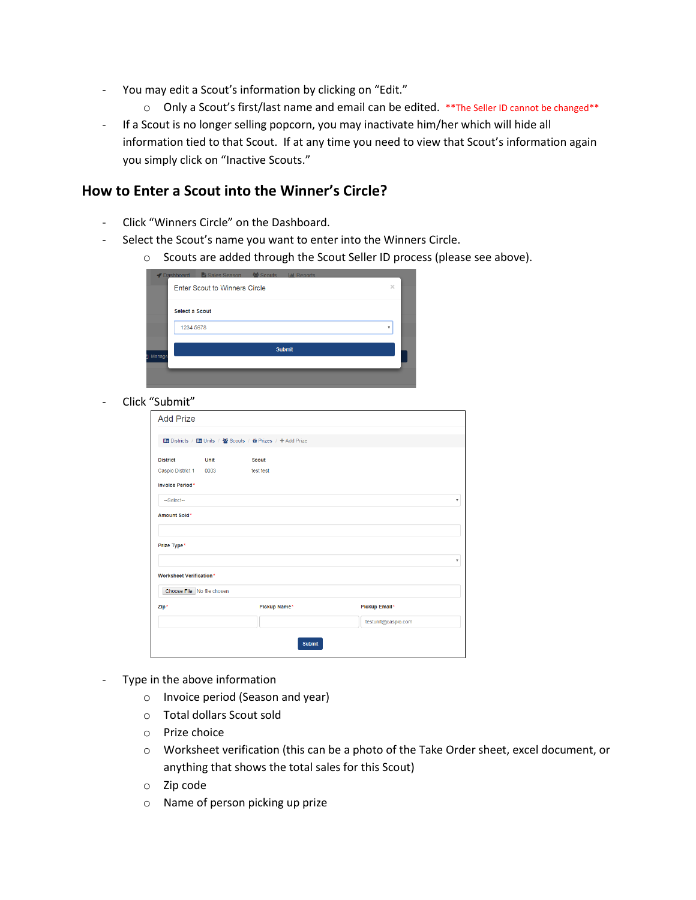- You may edit a Scout's information by clicking on "Edit."
  - Only a Scout's first/last name and email can be edited. **The Seller ID cannot be changed**
- If a Scout is no longer selling popcorn, you may inactivate him/her which will hide all information tied to that Scout. If at any time you need to view that Scout's information again you simply click on "Inactive Scouts."

## How to Enter a Scout into the Winner's Circle?

- Click "Winners Circle" on the Dashboard.
- Select the Scout's name you want to enter into the Winners Circle.
  - Scouts are added through the Scout Seller ID process (please see above).
- Click "Submit"
- Type in the above information
  - Invoice period (Season and year)
  - Total dollars Scout sold
  - Prize choice
  - Worksheet verification (this can be a photo of the Take Order sheet, excel document, or anything that shows the total sales for this Scout)
  - Zip code
  - Name of person picking up prize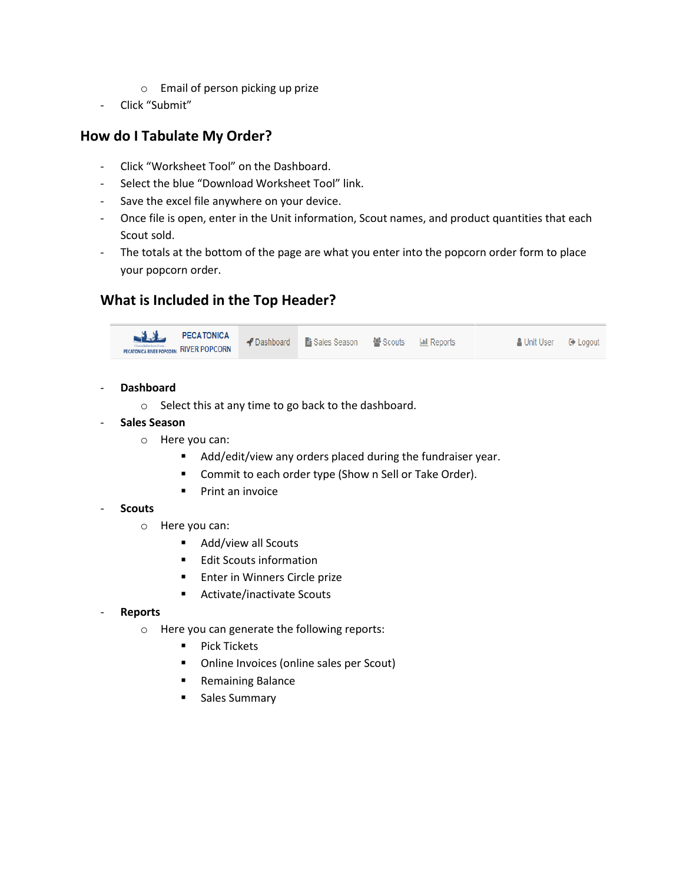- Email of person picking up prize
- Click "Submit"

## How do I Tabulate My Order?

- Click "Worksheet Tool" on the Dashboard.
- Select the blue "Download Worksheet Tool" link.
- Save the excel file anywhere on your device.
- Once file is open, enter in the Unit information, Scout names, and product quantities that each Scout sold.
- The totals at the bottom of the page are what you enter into the popcorn order form to place your popcorn order.

## What is Included in the Top Header?

PECATONICA RIVER POPCORN Dashboard Sales Season Scouts Reports Unit User Logout

- **Dashboard**
  - Select this at any time to go back to the dashboard.
- **Sales Season**
  - Here you can:
    - Add/edit/view any orders placed during the fundraiser year.
    - Commit to each order type (Show n Sell or Take Order).
    - Print an invoice
- **Scouts**
  - Here you can:
    - Add/view all Scouts
    - Edit Scouts information
    - Enter in Winners Circle prize
    - Activate/inactivate Scouts
- **Reports**
  - Here you can generate the following reports:
    - Pick Tickets
    - Online Invoices (online sales per Scout)
    - Remaining Balance
    - Sales Summary